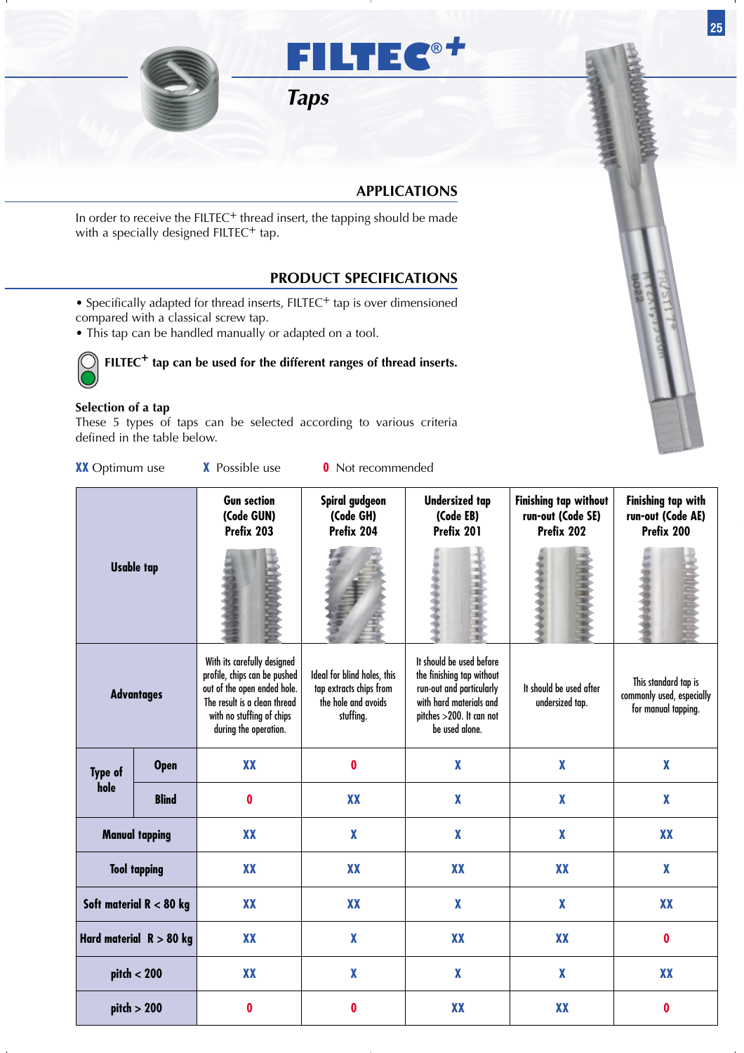# FILTEC®+

## *Taps*

### APPLICATIONS

In order to receive the FILTEC+ thread insert, the tapping should be made with a specially designed FILTEC+ tap.

### PRODUCT SPECIFICATIONS

- Specifically adapted for thread inserts, FILTEC+ tap is over dimensioned compared with a classical screw tap.
- This tap can be handled manually or adapted on a tool.

**FILTEC+ tap can be used for the different ranges of thread inserts.**

**Selection of a tap**

These 5 types of taps can be selected according to various criteria defined in the table below.

**XX** Optimum use **X** Possible use **0** Not recommended

| Usable tap | | Gun section (Code GUN) Prefix 203 | Spiral gudgeon (Code GH) Prefix 204 | Undersized tap (Code EB) Prefix 201 | Finishing tap without run-out (Code SE) Prefix 202 | Finishing tap with run-out (Code AE) Prefix 200 |
|---|---|---|---|---|---|---|
| **Advantages** | | With its carefully designed profile, chips can be pushed out of the open ended hole. The result is a clean thread with no stuffing of chips during the operation. | Ideal for blind holes, this tap extracts chips from the hole and avoids stuffing. | It should be used before the finishing tap without run-out and particularly with hard materials and pitches >200. It can not be used alone. | It should be used after undersized tap. | This standard tap is commonly used, especially for manual tapping. |
| **Type of hole** | **Open** | XX | 0 | X | X | X |
| | **Blind** | 0 | XX | X | X | X |
| **Manual tapping** | | XX | X | X | X | XX |
| **Tool tapping** | | XX | XX | XX | XX | X |
| **Soft material R < 80 kg** | | XX | XX | X | X | XX |
| **Hard material R > 80 kg** | | XX | X | XX | XX | 0 |
| **pitch < 200** | | XX | X | X | X | XX |
| **pitch > 200** | | 0 | 0 | XX | XX | 0 |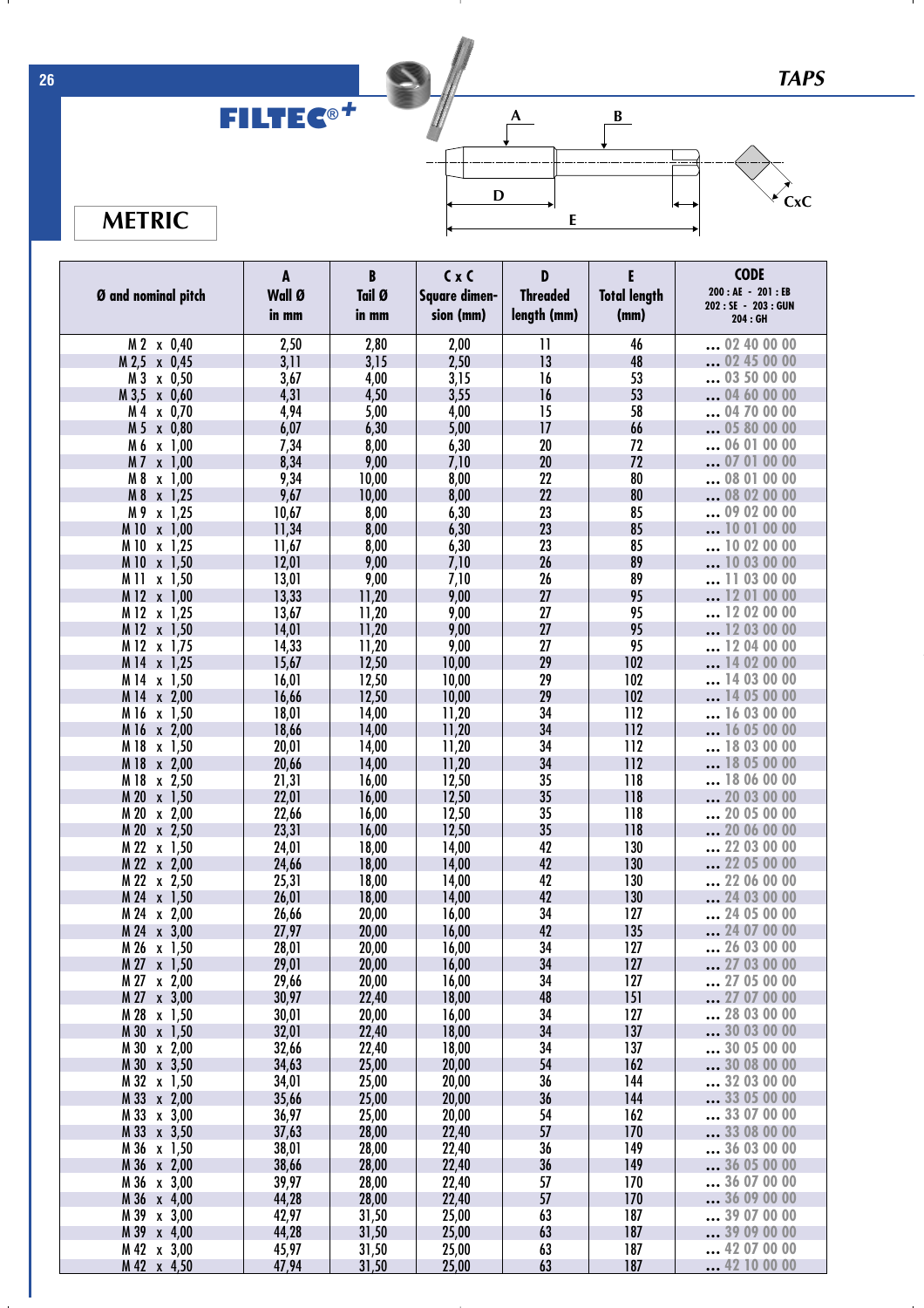# TAPS

**FILTEC®+**

## METRIC

A B D E CxC

| Ø and nominal pitch | A Wall Ø in mm | B Tail Ø in mm | C x C Square dimension (mm) | D Threaded length (mm) | E Total length (mm) | CODE 200 : AE - 201 : EB 202 : SE - 203 : GUN 204 : GH |
|---|---|---|---|---|---|---|
| M 2 x 0,40 | 2,50 | 2,80 | 2,00 | 11 | 46 | ... 02 40 00 00 |
| M 2,5 x 0,45 | 3,11 | 3,15 | 2,50 | 13 | 48 | ... 02 45 00 00 |
| M 3 x 0,50 | 3,67 | 4,00 | 3,15 | 16 | 53 | ... 03 50 00 00 |
| M 3,5 x 0,60 | 4,31 | 4,50 | 3,55 | 16 | 53 | ... 04 60 00 00 |
| M 4 x 0,70 | 4,94 | 5,00 | 4,00 | 15 | 58 | ... 04 70 00 00 |
| M 5 x 0,80 | 6,07 | 6,30 | 5,00 | 17 | 66 | ... 05 80 00 00 |
| M 6 x 1,00 | 7,34 | 8,00 | 6,30 | 20 | 72 | ... 06 01 00 00 |
| M 7 x 1,00 | 8,34 | 9,00 | 7,10 | 20 | 72 | ... 07 01 00 00 |
| M 8 x 1,00 | 9,34 | 10,00 | 8,00 | 22 | 80 | ... 08 01 00 00 |
| M 8 x 1,25 | 9,67 | 10,00 | 8,00 | 22 | 80 | ... 08 02 00 00 |
| M 9 x 1,25 | 10,67 | 8,00 | 6,30 | 23 | 85 | ... 09 02 00 00 |
| M 10 x 1,00 | 11,34 | 8,00 | 6,30 | 23 | 85 | ... 10 01 00 00 |
| M 10 x 1,25 | 11,67 | 8,00 | 6,30 | 23 | 85 | ... 10 02 00 00 |
| M 10 x 1,50 | 12,01 | 9,00 | 7,10 | 26 | 89 | ... 10 03 00 00 |
| M 11 x 1,50 | 13,01 | 9,00 | 7,10 | 26 | 89 | ... 11 03 00 00 |
| M 12 x 1,00 | 13,33 | 11,20 | 9,00 | 27 | 95 | ... 12 01 00 00 |
| M 12 x 1,25 | 13,67 | 11,20 | 9,00 | 27 | 95 | ... 12 02 00 00 |
| M 12 x 1,50 | 14,01 | 11,20 | 9,00 | 27 | 95 | ... 12 03 00 00 |
| M 12 x 1,75 | 14,33 | 11,20 | 9,00 | 27 | 95 | ... 12 04 00 00 |
| M 14 x 1,25 | 15,67 | 12,50 | 10,00 | 29 | 102 | ... 14 02 00 00 |
| M 14 x 1,50 | 16,01 | 12,50 | 10,00 | 29 | 102 | ... 14 03 00 00 |
| M 14 x 2,00 | 16,66 | 12,50 | 10,00 | 29 | 102 | ... 14 05 00 00 |
| M 16 x 1,50 | 18,01 | 14,00 | 11,20 | 34 | 112 | ... 16 03 00 00 |
| M 16 x 2,00 | 18,66 | 14,00 | 11,20 | 34 | 112 | ... 16 05 00 00 |
| M 18 x 1,50 | 20,01 | 14,00 | 11,20 | 34 | 112 | ... 18 03 00 00 |
| M 18 x 2,00 | 20,66 | 14,00 | 11,20 | 34 | 112 | ... 18 05 00 00 |
| M 18 x 2,50 | 21,31 | 16,00 | 12,50 | 35 | 118 | ... 18 06 00 00 |
| M 20 x 1,50 | 22,01 | 16,00 | 12,50 | 35 | 118 | ... 20 03 00 00 |
| M 20 x 2,00 | 22,66 | 16,00 | 12,50 | 35 | 118 | ... 20 05 00 00 |
| M 20 x 2,50 | 23,31 | 16,00 | 12,50 | 35 | 118 | ... 20 06 00 00 |
| M 22 x 1,50 | 24,01 | 18,00 | 14,00 | 42 | 130 | ... 22 03 00 00 |
| M 22 x 2,00 | 24,66 | 18,00 | 14,00 | 42 | 130 | ... 22 05 00 00 |
| M 22 x 2,50 | 25,31 | 18,00 | 14,00 | 42 | 130 | ... 22 06 00 00 |
| M 24 x 1,50 | 26,01 | 18,00 | 14,00 | 42 | 130 | ... 24 03 00 00 |
| M 24 x 2,00 | 26,66 | 20,00 | 16,00 | 34 | 127 | ... 24 05 00 00 |
| M 24 x 3,00 | 27,97 | 20,00 | 16,00 | 42 | 135 | ... 24 07 00 00 |
| M 26 x 1,50 | 28,01 | 20,00 | 16,00 | 34 | 127 | ... 26 03 00 00 |
| M 27 x 1,50 | 29,01 | 20,00 | 16,00 | 34 | 127 | ... 27 03 00 00 |
| M 27 x 2,00 | 29,66 | 20,00 | 16,00 | 34 | 127 | ... 27 05 00 00 |
| M 27 x 3,00 | 30,97 | 22,40 | 18,00 | 48 | 151 | ... 27 07 00 00 |
| M 28 x 1,50 | 30,01 | 20,00 | 16,00 | 34 | 127 | ... 28 03 00 00 |
| M 30 x 1,50 | 32,01 | 22,40 | 18,00 | 34 | 137 | ... 30 03 00 00 |
| M 30 x 2,00 | 32,66 | 22,40 | 18,00 | 34 | 137 | ... 30 05 00 00 |
| M 30 x 3,50 | 34,63 | 25,00 | 20,00 | 54 | 162 | ... 30 08 00 00 |
| M 32 x 1,50 | 34,01 | 25,00 | 20,00 | 36 | 144 | ... 32 03 00 00 |
| M 33 x 2,00 | 35,66 | 25,00 | 20,00 | 36 | 144 | ... 33 05 00 00 |
| M 33 x 3,00 | 36,97 | 25,00 | 20,00 | 54 | 162 | ... 33 07 00 00 |
| M 33 x 3,50 | 37,63 | 28,00 | 22,40 | 57 | 170 | ... 33 08 00 00 |
| M 36 x 1,50 | 38,01 | 28,00 | 22,40 | 36 | 149 | ... 36 03 00 00 |
| M 36 x 2,00 | 38,66 | 28,00 | 22,40 | 36 | 149 | ... 36 05 00 00 |
| M 36 x 3,00 | 39,97 | 28,00 | 22,40 | 57 | 170 | ... 36 07 00 00 |
| M 36 x 4,00 | 44,28 | 28,00 | 22,40 | 57 | 170 | ... 36 09 00 00 |
| M 39 x 3,00 | 42,97 | 31,50 | 25,00 | 63 | 187 | ... 39 07 00 00 |
| M 39 x 4,00 | 44,28 | 31,50 | 25,00 | 63 | 187 | ... 39 09 00 00 |
| M 42 x 3,00 | 45,97 | 31,50 | 25,00 | 63 | 187 | ... 42 07 00 00 |
| M 42 x 4,50 | 47,94 | 31,50 | 25,00 | 63 | 187 | ... 42 10 00 00 |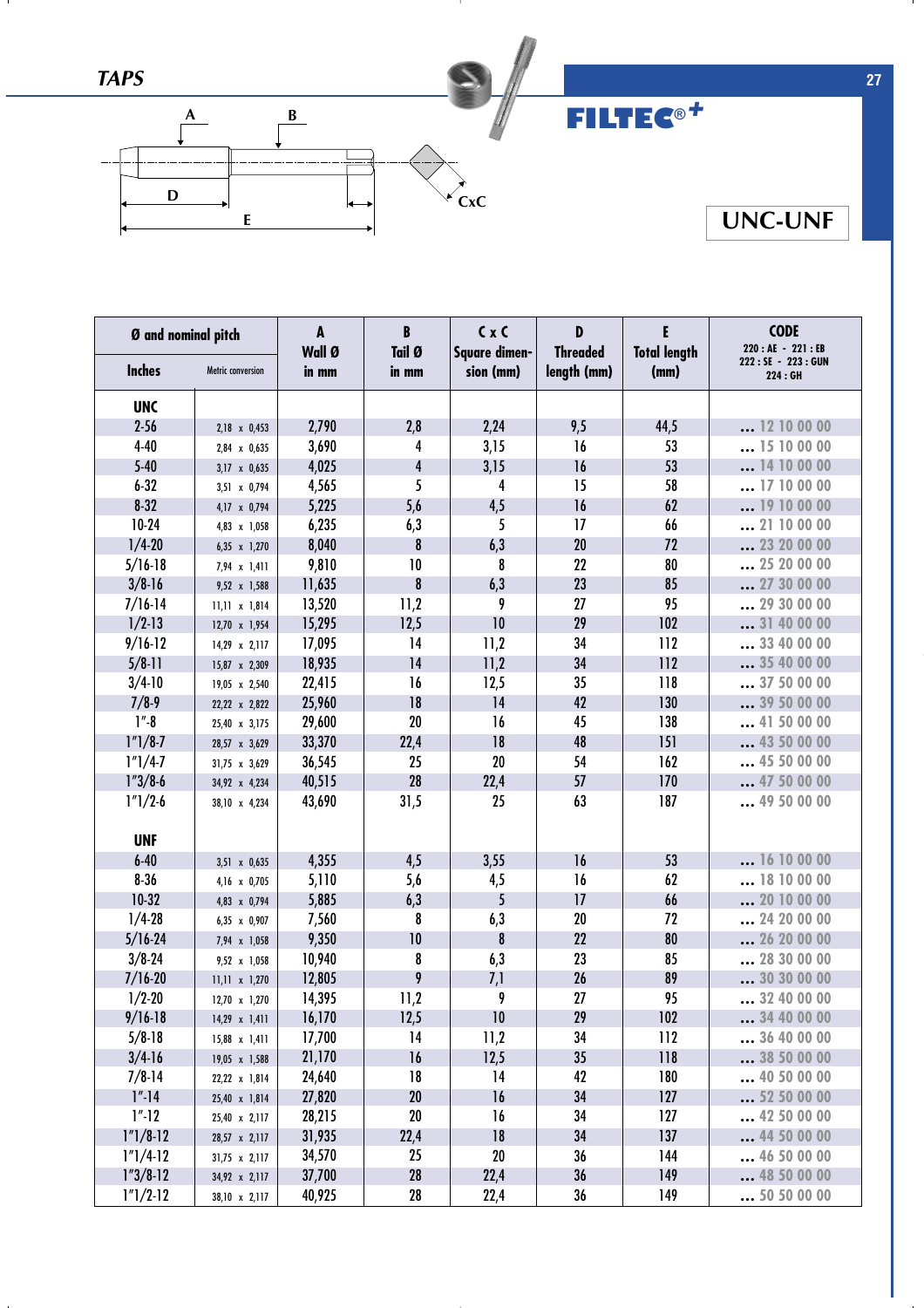## TAPS

A B D E CxC

**FILTEC®+**

## UNC-UNF

| Ø and nominal pitch | | A | B | C x C | D | E | CODE |
|---|---|---|---|---|---|---|---|
| Inches | Metric conversion | Wall Ø in mm | Tail Ø in mm | Square dimension (mm) | Threaded length (mm) | Total length (mm) | 220 : AE - 221 : EB 222 : SE - 223 : GUN 224 : GH |
| **UNC** | | | | | | | |
| 2-56 | 2,18 x 0,453 | 2,790 | 2,8 | 2,24 | 9,5 | 44,5 | ... 12 10 00 00 |
| 4-40 | 2,84 x 0,635 | 3,690 | 4 | 3,15 | 16 | 53 | ... 15 10 00 00 |
| 5-40 | 3,17 x 0,635 | 4,025 | 4 | 3,15 | 16 | 53 | ... 14 10 00 00 |
| 6-32 | 3,51 x 0,794 | 4,565 | 5 | 4 | 15 | 58 | ... 17 10 00 00 |
| 8-32 | 4,17 x 0,794 | 5,225 | 5,6 | 4,5 | 16 | 62 | ... 19 10 00 00 |
| 10-24 | 4,83 x 1,058 | 6,235 | 6,3 | 5 | 17 | 66 | ... 21 10 00 00 |
| 1/4-20 | 6,35 x 1,270 | 8,040 | 8 | 6,3 | 20 | 72 | ... 23 20 00 00 |
| 5/16-18 | 7,94 x 1,411 | 9,810 | 10 | 8 | 22 | 80 | ... 25 20 00 00 |
| 3/8-16 | 9,52 x 1,588 | 11,635 | 8 | 6,3 | 23 | 85 | ... 27 30 00 00 |
| 7/16-14 | 11,11 x 1,814 | 13,520 | 11,2 | 9 | 27 | 95 | ... 29 30 00 00 |
| 1/2-13 | 12,70 x 1,954 | 15,295 | 12,5 | 10 | 29 | 102 | ... 31 40 00 00 |
| 9/16-12 | 14,29 x 2,117 | 17,095 | 14 | 11,2 | 34 | 112 | ... 33 40 00 00 |
| 5/8-11 | 15,87 x 2,309 | 18,935 | 14 | 11,2 | 34 | 112 | ... 35 40 00 00 |
| 3/4-10 | 19,05 x 2,540 | 22,415 | 16 | 12,5 | 35 | 118 | ... 37 50 00 00 |
| 7/8-9 | 22,22 x 2,822 | 25,960 | 18 | 14 | 42 | 130 | ... 39 50 00 00 |
| 1"-8 | 25,40 x 3,175 | 29,600 | 20 | 16 | 45 | 138 | ... 41 50 00 00 |
| 1"1/8-7 | 28,57 x 3,629 | 33,370 | 22,4 | 18 | 48 | 151 | ... 43 50 00 00 |
| 1"1/4-7 | 31,75 x 3,629 | 36,545 | 25 | 20 | 54 | 162 | ... 45 50 00 00 |
| 1"3/8-6 | 34,92 x 4,234 | 40,515 | 28 | 22,4 | 57 | 170 | ... 47 50 00 00 |
| 1"1/2-6 | 38,10 x 4,234 | 43,690 | 31,5 | 25 | 63 | 187 | ... 49 50 00 00 |
| **UNF** | | | | | | | |
| 6-40 | 3,51 x 0,635 | 4,355 | 4,5 | 3,55 | 16 | 53 | ... 16 10 00 00 |
| 8-36 | 4,16 x 0,705 | 5,110 | 5,6 | 4,5 | 16 | 62 | ... 18 10 00 00 |
| 10-32 | 4,83 x 0,794 | 5,885 | 6,3 | 5 | 17 | 66 | ... 20 10 00 00 |
| 1/4-28 | 6,35 x 0,907 | 7,560 | 8 | 6,3 | 20 | 72 | ... 24 20 00 00 |
| 5/16-24 | 7,94 x 1,058 | 9,350 | 10 | 8 | 22 | 80 | ... 26 20 00 00 |
| 3/8-24 | 9,52 x 1,058 | 10,940 | 8 | 6,3 | 23 | 85 | ... 28 30 00 00 |
| 7/16-20 | 11,11 x 1,270 | 12,805 | 9 | 7,1 | 26 | 89 | ... 30 30 00 00 |
| 1/2-20 | 12,70 x 1,270 | 14,395 | 11,2 | 9 | 27 | 95 | ... 32 40 00 00 |
| 9/16-18 | 14,29 x 1,411 | 16,170 | 12,5 | 10 | 29 | 102 | ... 34 40 00 00 |
| 5/8-18 | 15,88 x 1,411 | 17,700 | 14 | 11,2 | 34 | 112 | ... 36 40 00 00 |
| 3/4-16 | 19,05 x 1,588 | 21,170 | 16 | 12,5 | 35 | 118 | ... 38 50 00 00 |
| 7/8-14 | 22,22 x 1,814 | 24,640 | 18 | 14 | 42 | 180 | ... 40 50 00 00 |
| 1"-14 | 25,40 x 1,814 | 27,820 | 20 | 16 | 34 | 127 | ... 52 50 00 00 |
| 1"-12 | 25,40 x 2,117 | 28,215 | 20 | 16 | 34 | 127 | ... 42 50 00 00 |
| 1"1/8-12 | 28,57 x 2,117 | 31,935 | 22,4 | 18 | 34 | 137 | ... 44 50 00 00 |
| 1"1/4-12 | 31,75 x 2,117 | 34,570 | 25 | 20 | 36 | 144 | ... 46 50 00 00 |
| 1"3/8-12 | 34,92 x 2,117 | 37,700 | 28 | 22,4 | 36 | 149 | ... 48 50 00 00 |
| 1"1/2-12 | 38,10 x 2,117 | 40,925 | 28 | 22,4 | 36 | 149 | ... 50 50 00 00 |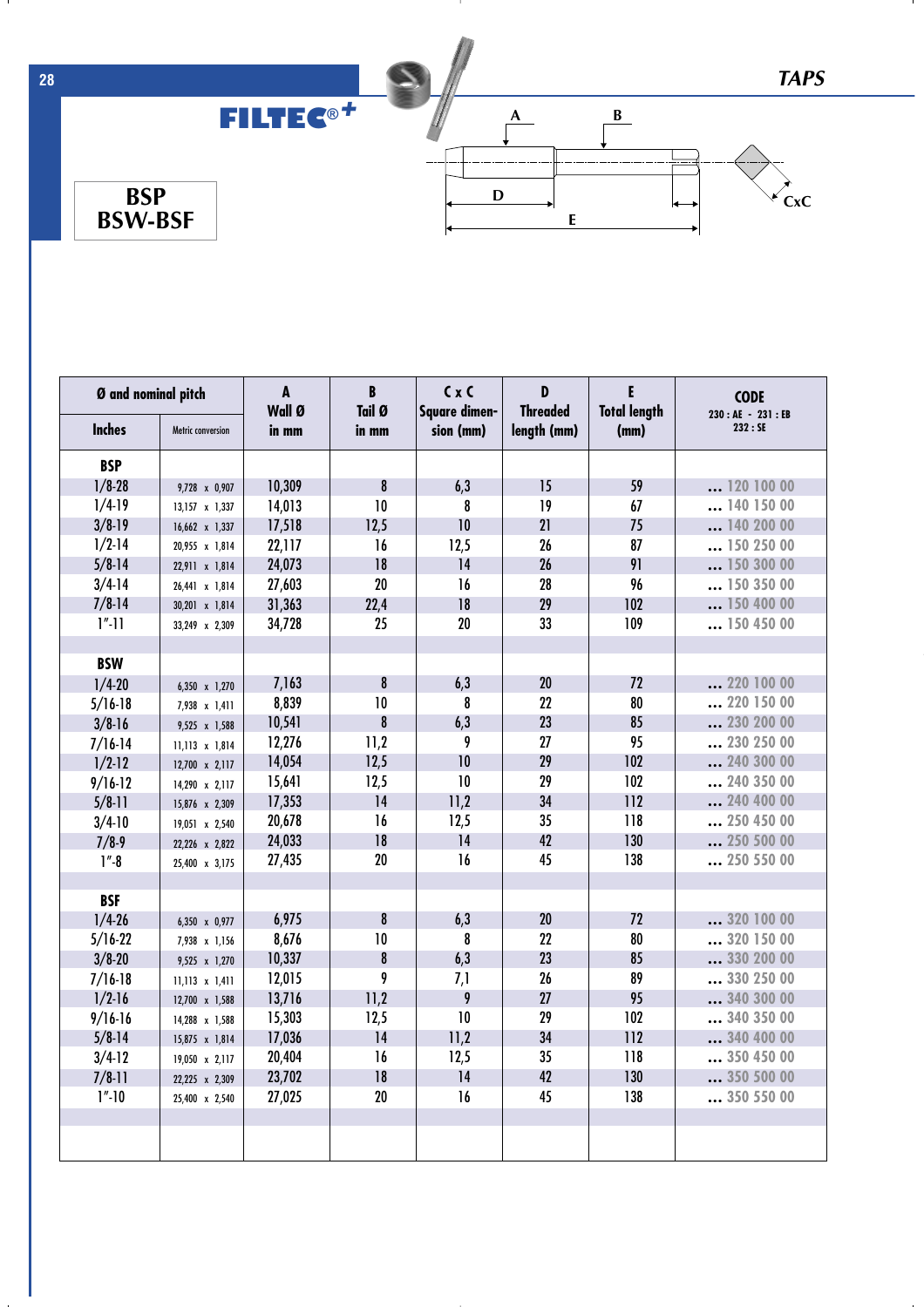# TAPS

**FILTEC®+**

**BSP**
**BSW-BSF**

A B D E CxC

| Ø and nominal pitch | | A | B | C x C | D | E | CODE |
|---|---|---|---|---|---|---|---|
| Inches | Metric conversion | Wall Ø in mm | Tail Ø in mm | Square dimension (mm) | Threaded length (mm) | Total length (mm) | 230 : AE - 231 : EB 232 : SE |
| **BSP** | | | | | | | |
| 1/8-28 | 9,728 x 0,907 | 10,309 | 8 | 6,3 | 15 | 59 | ... 120 100 00 |
| 1/4-19 | 13,157 x 1,337 | 14,013 | 10 | 8 | 19 | 67 | ... 140 150 00 |
| 3/8-19 | 16,662 x 1,337 | 17,518 | 12,5 | 10 | 21 | 75 | ... 140 200 00 |
| 1/2-14 | 20,955 x 1,814 | 22,117 | 16 | 12,5 | 26 | 87 | ... 150 250 00 |
| 5/8-14 | 22,911 x 1,814 | 24,073 | 18 | 14 | 26 | 91 | ... 150 300 00 |
| 3/4-14 | 26,441 x 1,814 | 27,603 | 20 | 16 | 28 | 96 | ... 150 350 00 |
| 7/8-14 | 30,201 x 1,814 | 31,363 | 22,4 | 18 | 29 | 102 | ... 150 400 00 |
| 1"-11 | 33,249 x 2,309 | 34,728 | 25 | 20 | 33 | 109 | ... 150 450 00 |
| **BSW** | | | | | | | |
| 1/4-20 | 6,350 x 1,270 | 7,163 | 8 | 6,3 | 20 | 72 | ... 220 100 00 |
| 5/16-18 | 7,938 x 1,411 | 8,839 | 10 | 8 | 22 | 80 | ... 220 150 00 |
| 3/8-16 | 9,525 x 1,588 | 10,541 | 8 | 6,3 | 23 | 85 | ... 230 200 00 |
| 7/16-14 | 11,113 x 1,814 | 12,276 | 11,2 | 9 | 27 | 95 | ... 230 250 00 |
| 1/2-12 | 12,700 x 2,117 | 14,054 | 12,5 | 10 | 29 | 102 | ... 240 300 00 |
| 9/16-12 | 14,290 x 2,117 | 15,641 | 12,5 | 10 | 29 | 102 | ... 240 350 00 |
| 5/8-11 | 15,876 x 2,309 | 17,353 | 14 | 11,2 | 34 | 112 | ... 240 400 00 |
| 3/4-10 | 19,051 x 2,540 | 20,678 | 16 | 12,5 | 35 | 118 | ... 250 450 00 |
| 7/8-9 | 22,226 x 2,822 | 24,033 | 18 | 14 | 42 | 130 | ... 250 500 00 |
| 1"-8 | 25,400 x 3,175 | 27,435 | 20 | 16 | 45 | 138 | ... 250 550 00 |
| **BSF** | | | | | | | |
| 1/4-26 | 6,350 x 0,977 | 6,975 | 8 | 6,3 | 20 | 72 | ... 320 100 00 |
| 5/16-22 | 7,938 x 1,156 | 8,676 | 10 | 8 | 22 | 80 | ... 320 150 00 |
| 3/8-20 | 9,525 x 1,270 | 10,337 | 8 | 6,3 | 23 | 85 | ... 330 200 00 |
| 7/16-18 | 11,113 x 1,411 | 12,015 | 9 | 7,1 | 26 | 89 | ... 330 250 00 |
| 1/2-16 | 12,700 x 1,588 | 13,716 | 11,2 | 9 | 27 | 95 | ... 340 300 00 |
| 9/16-16 | 14,288 x 1,588 | 15,303 | 12,5 | 10 | 29 | 102 | ... 340 350 00 |
| 5/8-14 | 15,875 x 1,814 | 17,036 | 14 | 11,2 | 34 | 112 | ... 340 400 00 |
| 3/4-12 | 19,050 x 2,117 | 20,404 | 16 | 12,5 | 35 | 118 | ... 350 450 00 |
| 7/8-11 | 22,225 x 2,309 | 23,702 | 18 | 14 | 42 | 130 | ... 350 500 00 |
| 1"-10 | 25,400 x 2,540 | 27,025 | 20 | 16 | 45 | 138 | ... 350 550 00 |